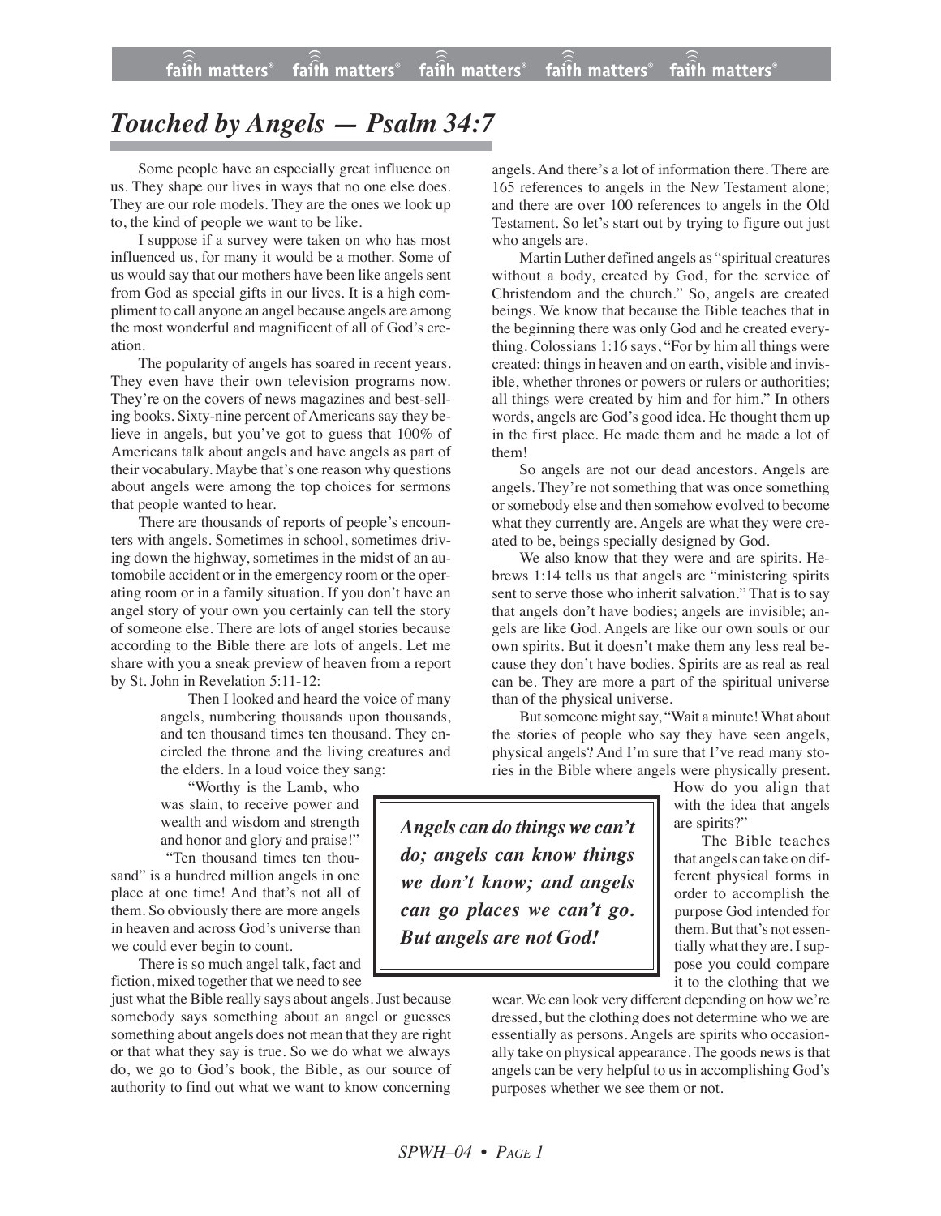# *Touched by Angels — Psalm 34:7*

Some people have an especially great influence on us. They shape our lives in ways that no one else does. They are our role models. They are the ones we look up to, the kind of people we want to be like.

I suppose if a survey were taken on who has most influenced us, for many it would be a mother. Some of us would say that our mothers have been like angels sent from God as special gifts in our lives. It is a high compliment to call anyone an angel because angels are among the most wonderful and magnificent of all of God's creation.

The popularity of angels has soared in recent years. They even have their own television programs now. They're on the covers of news magazines and best-selling books. Sixty-nine percent of Americans say they believe in angels, but you've got to guess that 100% of Americans talk about angels and have angels as part of their vocabulary. Maybe that's one reason why questions about angels were among the top choices for sermons that people wanted to hear.

There are thousands of reports of people's encounters with angels. Sometimes in school, sometimes driving down the highway, sometimes in the midst of an automobile accident or in the emergency room or the operating room or in a family situation. If you don't have an angel story of your own you certainly can tell the story of someone else. There are lots of angel stories because according to the Bible there are lots of angels. Let me share with you a sneak preview of heaven from a report by St. John in Revelation 5:11-12:

> Then I looked and heard the voice of many angels, numbering thousands upon thousands, and ten thousand times ten thousand. They encircled the throne and the living creatures and the elders. In a loud voice they sang:
>
> "Worthy is the Lamb, who was slain, to receive power and wealth and wisdom and strength and honor and glory and praise!"

"Ten thousand times ten thousand" is a hundred million angels in one place at one time! And that's not all of them. So obviously there are more angels in heaven and across God's universe than we could ever begin to count.

There is so much angel talk, fact and fiction, mixed together that we need to see just what the Bible really says about angels. Just because somebody says something about an angel or guesses something about angels does not mean that they are right or that what they say is true. So we do what we always do, we go to God's book, the Bible, as our source of authority to find out what we want to know concerning angels. And there's a lot of information there. There are 165 references to angels in the New Testament alone; and there are over 100 references to angels in the Old Testament. So let's start out by trying to figure out just who angels are.

Martin Luther defined angels as "spiritual creatures without a body, created by God, for the service of Christendom and the church." So, angels are created beings. We know that because the Bible teaches that in the beginning there was only God and he created everything. Colossians 1:16 says, "For by him all things were created: things in heaven and on earth, visible and invisible, whether thrones or powers or rulers or authorities; all things were created by him and for him." In others words, angels are God's good idea. He thought them up in the first place. He made them and he made a lot of them!

So angels are not our dead ancestors. Angels are angels. They're not something that was once something or somebody else and then somehow evolved to become what they currently are. Angels are what they were created to be, beings specially designed by God.

We also know that they were and are spirits. Hebrews 1:14 tells us that angels are "ministering spirits sent to serve those who inherit salvation." That is to say that angels don't have bodies; angels are invisible; angels are like God. Angels are like our own souls or our own spirits. But it doesn't make them any less real because they don't have bodies. Spirits are as real as real can be. They are more a part of the spiritual universe than of the physical universe.

But someone might say, "Wait a minute! What about the stories of people who say they have seen angels, physical angels? And I'm sure that I've read many stories in the Bible where angels were physically present. How do you align that with the idea that angels are spirits?"

> ***Angels can do things we can't do; angels can know things we don't know; and angels can go places we can't go. But angels are not God!***

The Bible teaches that angels can take on different physical forms in order to accomplish the purpose God intended for them. But that's not essentially what they are. I suppose you could compare it to the clothing that we wear. We can look very different depending on how we're dressed, but the clothing does not determine who we are essentially as persons. Angels are spirits who occasionally take on physical appearance. The goods news is that angels can be very helpful to us in accomplishing God's purposes whether we see them or not.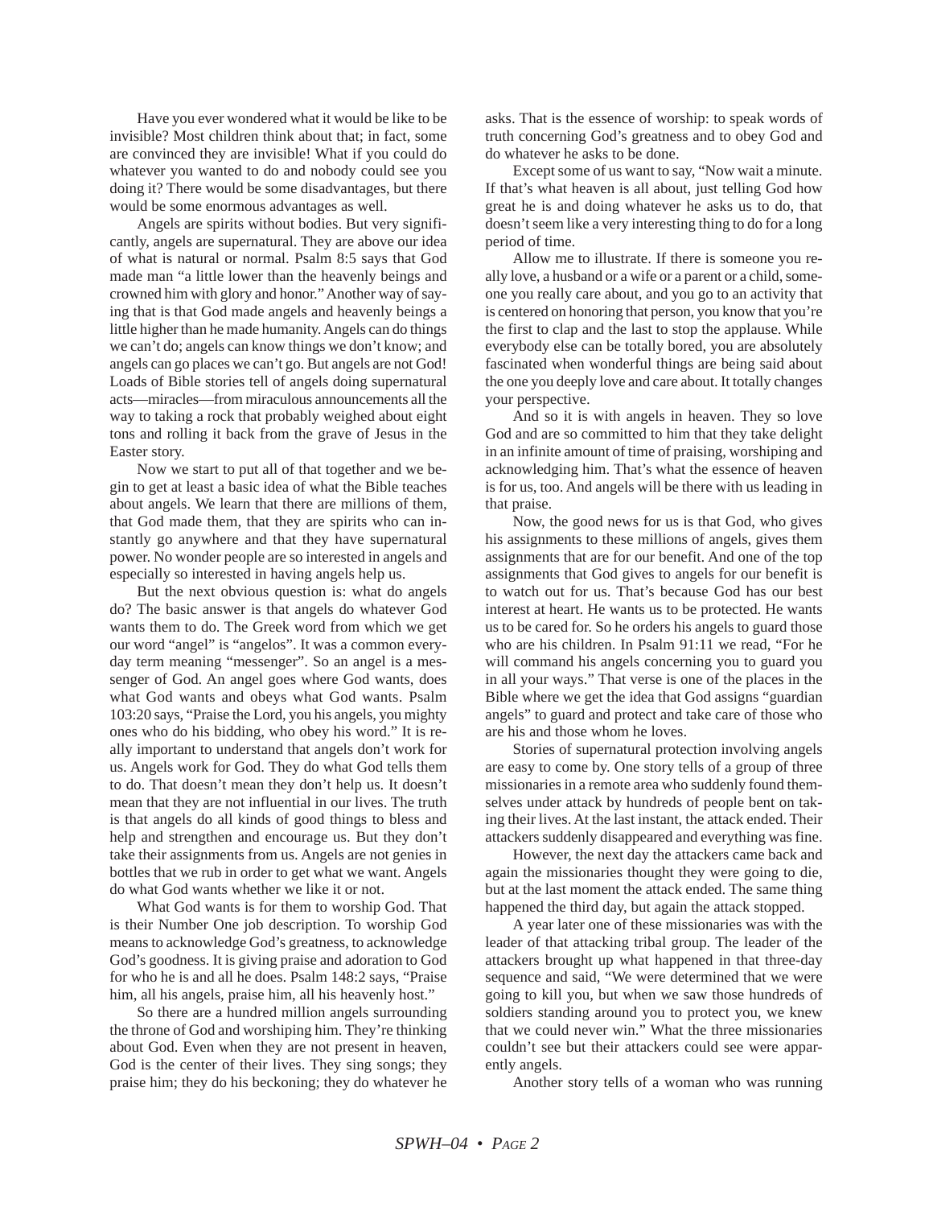Have you ever wondered what it would be like to be invisible? Most children think about that; in fact, some are convinced they are invisible! What if you could do whatever you wanted to do and nobody could see you doing it? There would be some disadvantages, but there would be some enormous advantages as well.

Angels are spirits without bodies. But very significantly, angels are supernatural. They are above our idea of what is natural or normal. Psalm 8:5 says that God made man "a little lower than the heavenly beings and crowned him with glory and honor." Another way of saying that is that God made angels and heavenly beings a little higher than he made humanity. Angels can do things we can't do; angels can know things we don't know; and angels can go places we can't go. But angels are not God! Loads of Bible stories tell of angels doing supernatural acts—miracles—from miraculous announcements all the way to taking a rock that probably weighed about eight tons and rolling it back from the grave of Jesus in the Easter story.

Now we start to put all of that together and we begin to get at least a basic idea of what the Bible teaches about angels. We learn that there are millions of them, that God made them, that they are spirits who can instantly go anywhere and that they have supernatural power. No wonder people are so interested in angels and especially so interested in having angels help us.

But the next obvious question is: what do angels do? The basic answer is that angels do whatever God wants them to do. The Greek word from which we get our word "angel" is "angelos". It was a common everyday term meaning "messenger". So an angel is a messenger of God. An angel goes where God wants, does what God wants and obeys what God wants. Psalm 103:20 says, "Praise the Lord, you his angels, you mighty ones who do his bidding, who obey his word." It is really important to understand that angels don't work for us. Angels work for God. They do what God tells them to do. That doesn't mean they don't help us. It doesn't mean that they are not influential in our lives. The truth is that angels do all kinds of good things to bless and help and strengthen and encourage us. But they don't take their assignments from us. Angels are not genies in bottles that we rub in order to get what we want. Angels do what God wants whether we like it or not.

What God wants is for them to worship God. That is their Number One job description. To worship God means to acknowledge God's greatness, to acknowledge God's goodness. It is giving praise and adoration to God for who he is and all he does. Psalm 148:2 says, "Praise him, all his angels, praise him, all his heavenly host."

So there are a hundred million angels surrounding the throne of God and worshiping him. They're thinking about God. Even when they are not present in heaven, God is the center of their lives. They sing songs; they praise him; they do his beckoning; they do whatever he asks. That is the essence of worship: to speak words of truth concerning God's greatness and to obey God and do whatever he asks to be done.

Except some of us want to say, "Now wait a minute. If that's what heaven is all about, just telling God how great he is and doing whatever he asks us to do, that doesn't seem like a very interesting thing to do for a long period of time.

Allow me to illustrate. If there is someone you really love, a husband or a wife or a parent or a child, someone you really care about, and you go to an activity that is centered on honoring that person, you know that you're the first to clap and the last to stop the applause. While everybody else can be totally bored, you are absolutely fascinated when wonderful things are being said about the one you deeply love and care about. It totally changes your perspective.

And so it is with angels in heaven. They so love God and are so committed to him that they take delight in an infinite amount of time of praising, worshiping and acknowledging him. That's what the essence of heaven is for us, too. And angels will be there with us leading in that praise.

Now, the good news for us is that God, who gives his assignments to these millions of angels, gives them assignments that are for our benefit. And one of the top assignments that God gives to angels for our benefit is to watch out for us. That's because God has our best interest at heart. He wants us to be protected. He wants us to be cared for. So he orders his angels to guard those who are his children. In Psalm 91:11 we read, "For he will command his angels concerning you to guard you in all your ways." That verse is one of the places in the Bible where we get the idea that God assigns "guardian angels" to guard and protect and take care of those who are his and those whom he loves.

Stories of supernatural protection involving angels are easy to come by. One story tells of a group of three missionaries in a remote area who suddenly found themselves under attack by hundreds of people bent on taking their lives. At the last instant, the attack ended. Their attackers suddenly disappeared and everything was fine.

However, the next day the attackers came back and again the missionaries thought they were going to die, but at the last moment the attack ended. The same thing happened the third day, but again the attack stopped.

A year later one of these missionaries was with the leader of that attacking tribal group. The leader of the attackers brought up what happened in that three-day sequence and said, "We were determined that we were going to kill you, but when we saw those hundreds of soldiers standing around you to protect you, we knew that we could never win." What the three missionaries couldn't see but their attackers could see were apparently angels.

Another story tells of a woman who was running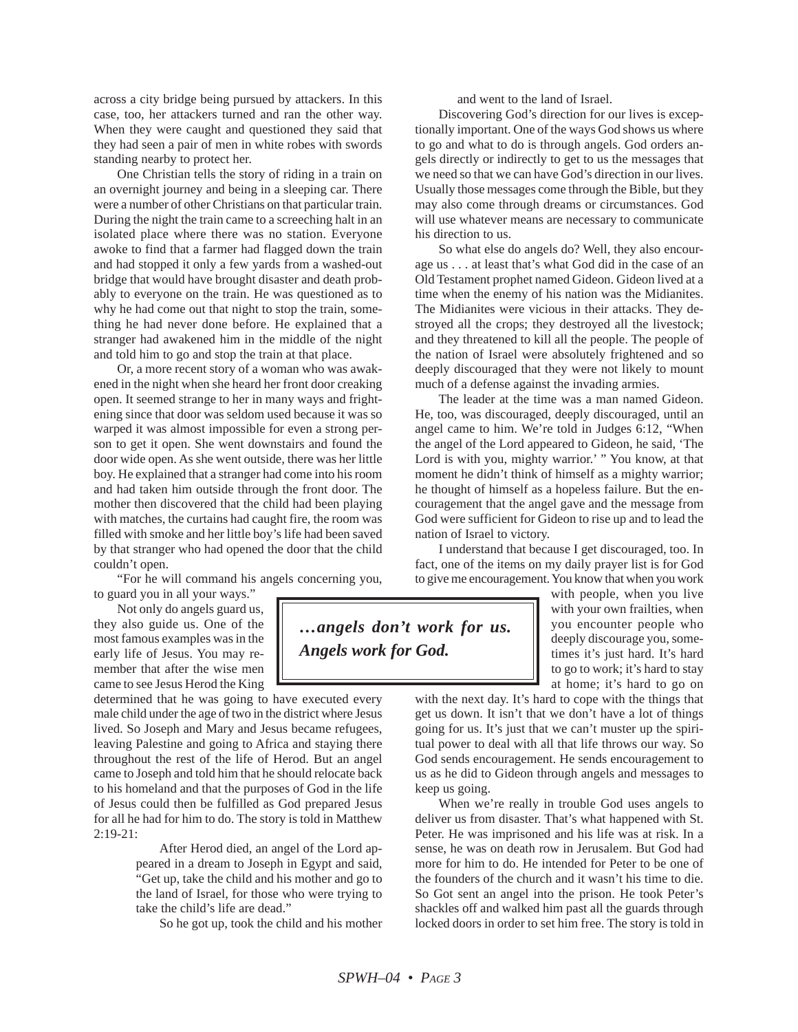across a city bridge being pursued by attackers. In this case, too, her attackers turned and ran the other way. When they were caught and questioned they said that they had seen a pair of men in white robes with swords standing nearby to protect her.

One Christian tells the story of riding in a train on an overnight journey and being in a sleeping car. There were a number of other Christians on that particular train. During the night the train came to a screeching halt in an isolated place where there was no station. Everyone awoke to find that a farmer had flagged down the train and had stopped it only a few yards from a washed-out bridge that would have brought disaster and death probably to everyone on the train. He was questioned as to why he had come out that night to stop the train, something he had never done before. He explained that a stranger had awakened him in the middle of the night and told him to go and stop the train at that place.

Or, a more recent story of a woman who was awakened in the night when she heard her front door creaking open. It seemed strange to her in many ways and frightening since that door was seldom used because it was so warped it was almost impossible for even a strong person to get it open. She went downstairs and found the door wide open. As she went outside, there was her little boy. He explained that a stranger had come into his room and had taken him outside through the front door. The mother then discovered that the child had been playing with matches, the curtains had caught fire, the room was filled with smoke and her little boy's life had been saved by that stranger who had opened the door that the child couldn't open.

"For he will command his angels concerning you, to guard you in all your ways."

Not only do angels guard us, they also guide us. One of the most famous examples was in the early life of Jesus. You may remember that after the wise men came to see Jesus Herod the King determined that he was going to have executed every male child under the age of two in the district where Jesus lived. So Joseph and Mary and Jesus became refugees, leaving Palestine and going to Africa and staying there throughout the rest of the life of Herod. But an angel came to Joseph and told him that he should relocate back to his homeland and that the purposes of God in the life of Jesus could then be fulfilled as God prepared Jesus for all he had for him to do. The story is told in Matthew 2:19-21:

> After Herod died, an angel of the Lord appeared in a dream to Joseph in Egypt and said, "Get up, take the child and his mother and go to the land of Israel, for those who were trying to take the child's life are dead."
>
> So he got up, took the child and his mother and went to the land of Israel.

Discovering God's direction for our lives is exceptionally important. One of the ways God shows us where to go and what to do is through angels. God orders angels directly or indirectly to get to us the messages that we need so that we can have God's direction in our lives. Usually those messages come through the Bible, but they may also come through dreams or circumstances. God will use whatever means are necessary to communicate his direction to us.

So what else do angels do? Well, they also encourage us . . . at least that's what God did in the case of an Old Testament prophet named Gideon. Gideon lived at a time when the enemy of his nation was the Midianites. The Midianites were vicious in their attacks. They destroyed all the crops; they destroyed all the livestock; and they threatened to kill all the people. The people of the nation of Israel were absolutely frightened and so deeply discouraged that they were not likely to mount much of a defense against the invading armies.

The leader at the time was a man named Gideon. He, too, was discouraged, deeply discouraged, until an angel came to him. We're told in Judges 6:12, "When the angel of the Lord appeared to Gideon, he said, 'The Lord is with you, mighty warrior.' " You know, at that moment he didn't think of himself as a mighty warrior; he thought of himself as a hopeless failure. But the encouragement that the angel gave and the message from God were sufficient for Gideon to rise up and to lead the nation of Israel to victory.

I understand that because I get discouraged, too. In fact, one of the items on my daily prayer list is for God to give me encouragement. You know that when you work with people, when you live with your own frailties, when you encounter people who deeply discourage you, sometimes it's just hard. It's hard to go to work; it's hard to stay at home; it's hard to go on with the next day. It's hard to cope with the things that get us down. It isn't that we don't have a lot of things going for us. It's just that we can't muster up the spiritual power to deal with all that life throws our way. So God sends encouragement. He sends encouragement to us as he did to Gideon through angels and messages to keep us going.

> ***…angels don't work for us. Angels work for God.***

When we're really in trouble God uses angels to deliver us from disaster. That's what happened with St. Peter. He was imprisoned and his life was at risk. In a sense, he was on death row in Jerusalem. But God had more for him to do. He intended for Peter to be one of the founders of the church and it wasn't his time to die. So Got sent an angel into the prison. He took Peter's shackles off and walked him past all the guards through locked doors in order to set him free. The story is told in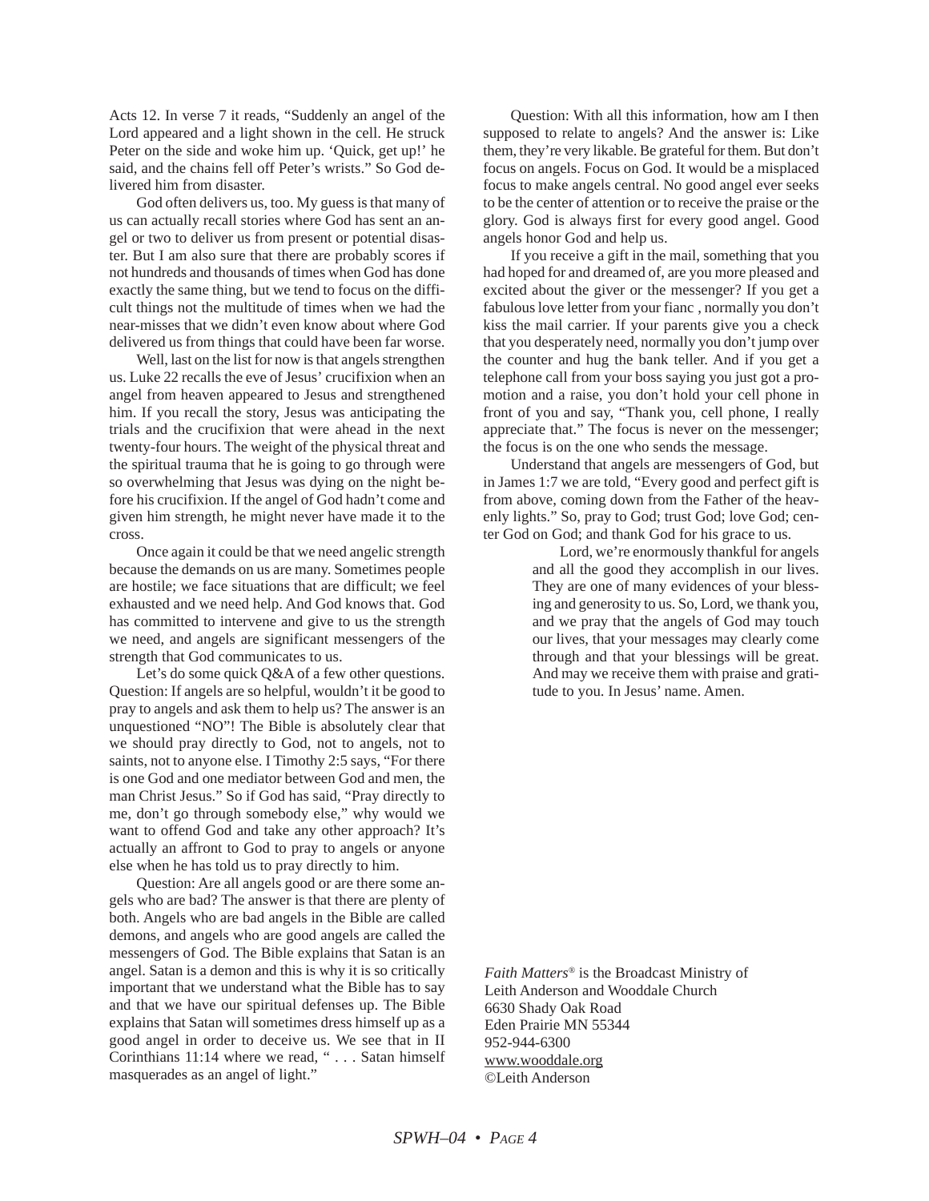Acts 12. In verse 7 it reads, "Suddenly an angel of the Lord appeared and a light shown in the cell. He struck Peter on the side and woke him up. 'Quick, get up!' he said, and the chains fell off Peter's wrists." So God delivered him from disaster.

God often delivers us, too. My guess is that many of us can actually recall stories where God has sent an angel or two to deliver us from present or potential disaster. But I am also sure that there are probably scores if not hundreds and thousands of times when God has done exactly the same thing, but we tend to focus on the difficult things not the multitude of times when we had the near-misses that we didn't even know about where God delivered us from things that could have been far worse.

Well, last on the list for now is that angels strengthen us. Luke 22 recalls the eve of Jesus' crucifixion when an angel from heaven appeared to Jesus and strengthened him. If you recall the story, Jesus was anticipating the trials and the crucifixion that were ahead in the next twenty-four hours. The weight of the physical threat and the spiritual trauma that he is going to go through were so overwhelming that Jesus was dying on the night before his crucifixion. If the angel of God hadn't come and given him strength, he might never have made it to the cross.

Once again it could be that we need angelic strength because the demands on us are many. Sometimes people are hostile; we face situations that are difficult; we feel exhausted and we need help. And God knows that. God has committed to intervene and give to us the strength we need, and angels are significant messengers of the strength that God communicates to us.

Let's do some quick Q&A of a few other questions. Question: If angels are so helpful, wouldn't it be good to pray to angels and ask them to help us? The answer is an unquestioned "NO"! The Bible is absolutely clear that we should pray directly to God, not to angels, not to saints, not to anyone else. I Timothy 2:5 says, "For there is one God and one mediator between God and men, the man Christ Jesus." So if God has said, "Pray directly to me, don't go through somebody else," why would we want to offend God and take any other approach? It's actually an affront to God to pray to angels or anyone else when he has told us to pray directly to him.

Question: Are all angels good or are there some angels who are bad? The answer is that there are plenty of both. Angels who are bad angels in the Bible are called demons, and angels who are good angels are called the messengers of God. The Bible explains that Satan is an angel. Satan is a demon and this is why it is so critically important that we understand what the Bible has to say and that we have our spiritual defenses up. The Bible explains that Satan will sometimes dress himself up as a good angel in order to deceive us. We see that in II Corinthians 11:14 where we read, " . . . Satan himself masquerades as an angel of light."

Question: With all this information, how am I then supposed to relate to angels? And the answer is: Like them, they're very likable. Be grateful for them. But don't focus on angels. Focus on God. It would be a misplaced focus to make angels central. No good angel ever seeks to be the center of attention or to receive the praise or the glory. God is always first for every good angel. Good angels honor God and help us.

If you receive a gift in the mail, something that you had hoped for and dreamed of, are you more pleased and excited about the giver or the messenger? If you get a fabulous love letter from your fianc , normally you don't kiss the mail carrier. If your parents give you a check that you desperately need, normally you don't jump over the counter and hug the bank teller. And if you get a telephone call from your boss saying you just got a promotion and a raise, you don't hold your cell phone in front of you and say, "Thank you, cell phone, I really appreciate that." The focus is never on the messenger; the focus is on the one who sends the message.

Understand that angels are messengers of God, but in James 1:7 we are told, "Every good and perfect gift is from above, coming down from the Father of the heavenly lights." So, pray to God; trust God; love God; center God on God; and thank God for his grace to us.

> Lord, we're enormously thankful for angels and all the good they accomplish in our lives. They are one of many evidences of your blessing and generosity to us. So, Lord, we thank you, and we pray that the angels of God may touch our lives, that your messages may clearly come through and that your blessings will be great. And may we receive them with praise and gratitude to you. In Jesus' name. Amen.

*Faith Matters*® is the Broadcast Ministry of
Leith Anderson and Wooddale Church
6630 Shady Oak Road
Eden Prairie MN 55344
952-944-6300
www.wooddale.org
©Leith Anderson